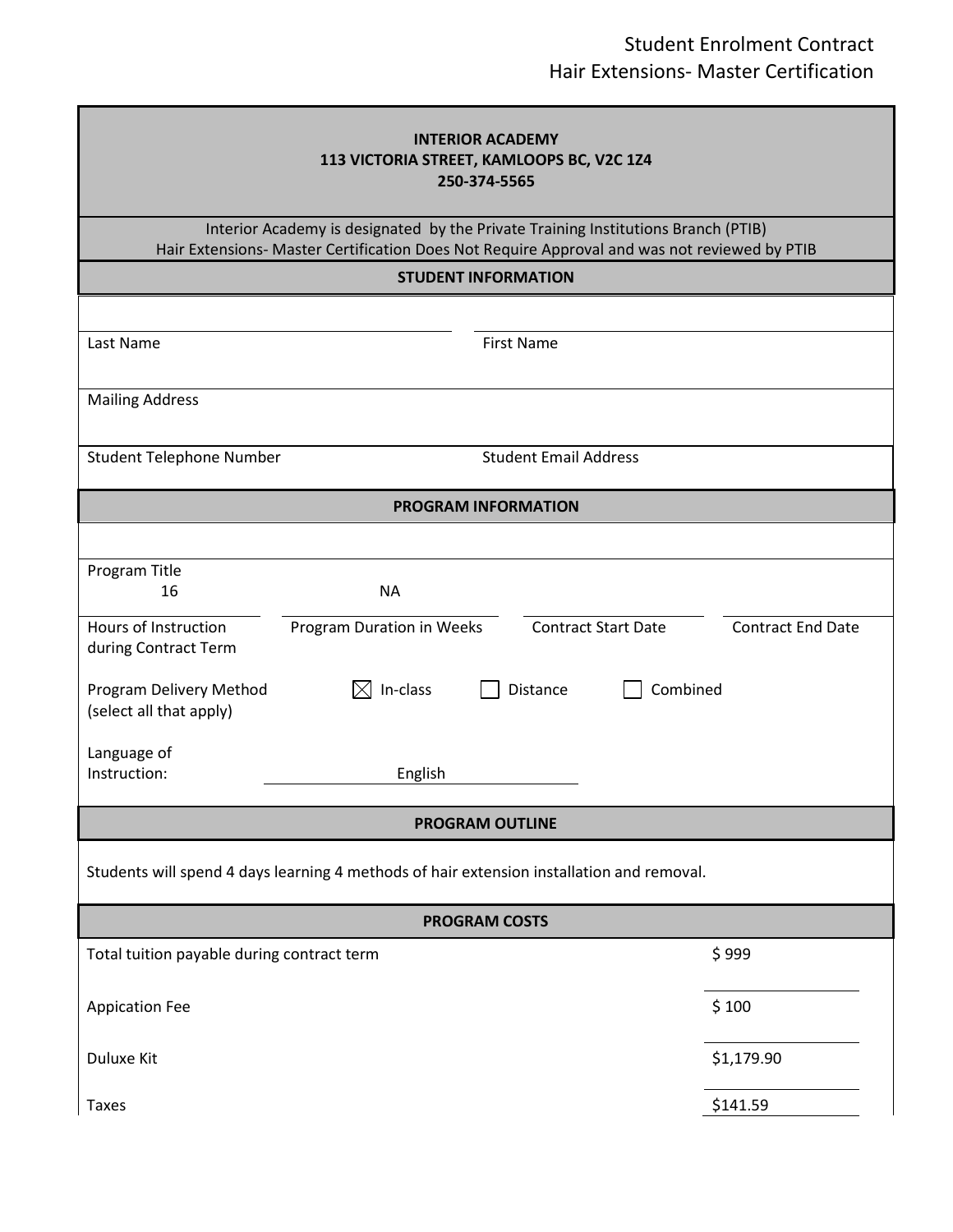# Student Enrolment Contract
## Hair Extensions- Master Certification

**INTERIOR ACADEMY**
**113 VICTORIA STREET, KAMLOOPS BC, V2C 1Z4**
**250-374-5565**

Interior Academy is designated by the Private Training Institutions Branch (PTIB)
Hair Extensions- Master Certification Does Not Require Approval and was not reviewed by PTIB

### STUDENT INFORMATION

| | |
|---|---|
| Last Name | First Name |
| Mailing Address | |
| Student Telephone Number | Student Email Address |

### PROGRAM INFORMATION

Program Title

| 16 | NA | | |
|---|---|---|---|
| Hours of Instruction during Contract Term | Program Duration in Weeks | Contract Start Date | Contract End Date |

Program Delivery Method (select all that apply): ☒ In-class ☐ Distance ☐ Combined

Language of Instruction: English

### PROGRAM OUTLINE

Students will spend 4 days learning 4 methods of hair extension installation and removal.

### PROGRAM COSTS

| | |
|---|---|
| Total tuition payable during contract term | $ 999 |
| Appication Fee | $ 100 |
| Duluxe Kit | $1,179.90 |
| Taxes | $141.59 |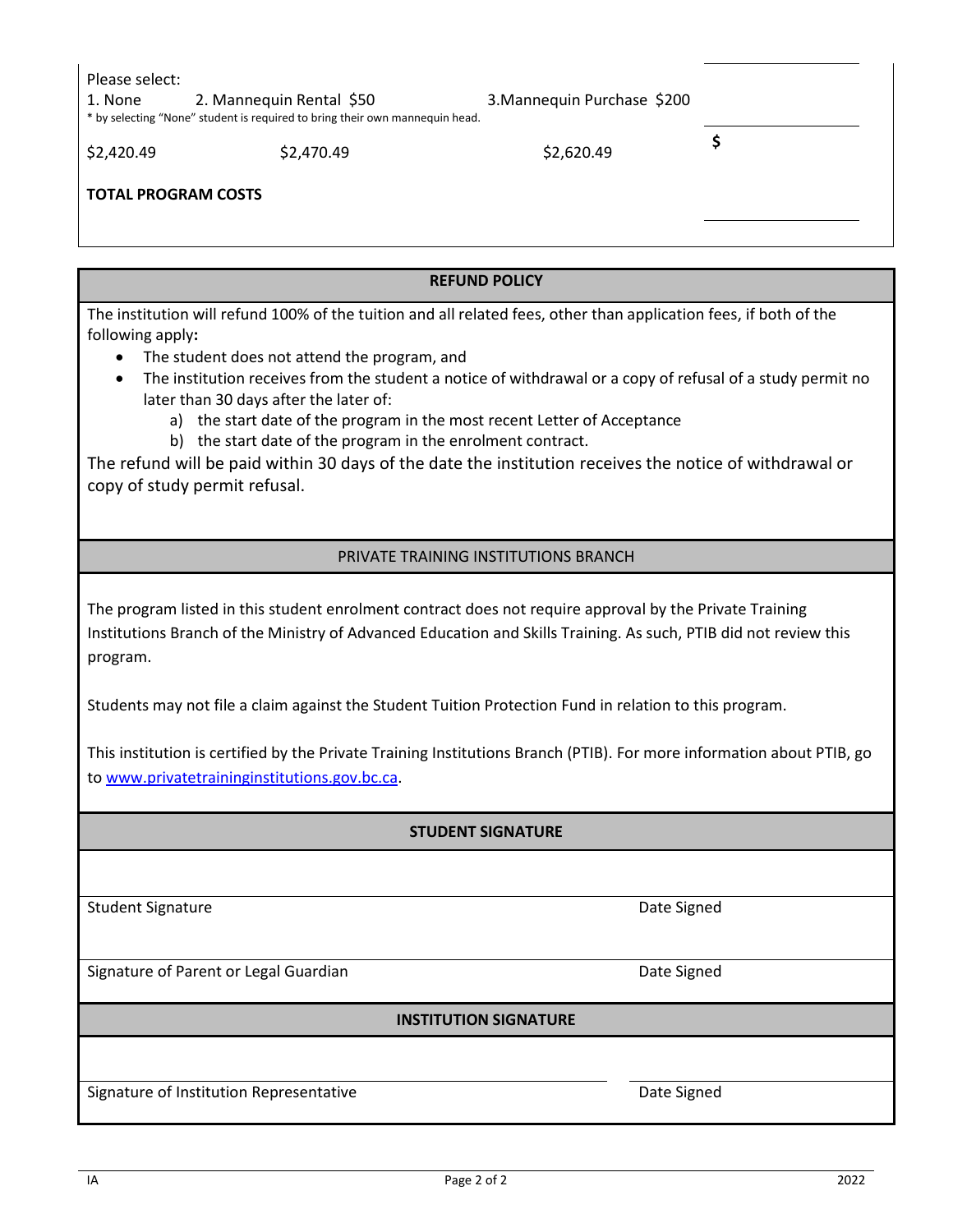Please select:

| | | | |
|---|---|---|---|
| 1. None | 2. Mannequin Rental $50 | 3.Mannequin Purchase $200 | |
| * by selecting "None" student is required to bring their own mannequin head. | | | |
| $2,420.49 | $2,470.49 | $2,620.49 | $ |
| **TOTAL PROGRAM COSTS** | | | |

## REFUND POLICY

The institution will refund 100% of the tuition and all related fees, other than application fees, if both of the following apply**:**

- The student does not attend the program, and
- The institution receives from the student a notice of withdrawal or a copy of refusal of a study permit no later than 30 days after the later of:
  a) the start date of the program in the most recent Letter of Acceptance
  b) the start date of the program in the enrolment contract.

The refund will be paid within 30 days of the date the institution receives the notice of withdrawal or copy of study permit refusal.

## PRIVATE TRAINING INSTITUTIONS BRANCH

The program listed in this student enrolment contract does not require approval by the Private Training Institutions Branch of the Ministry of Advanced Education and Skills Training. As such, PTIB did not review this program.

Students may not file a claim against the Student Tuition Protection Fund in relation to this program.

This institution is certified by the Private Training Institutions Branch (PTIB). For more information about PTIB, go to www.privatetraininginstitutions.gov.bc.ca.

## STUDENT SIGNATURE

| | |
|---|---|
| Student Signature | Date Signed |
| Signature of Parent or Legal Guardian | Date Signed |

## INSTITUTION SIGNATURE

| | |
|---|---|
| Signature of Institution Representative | Date Signed |